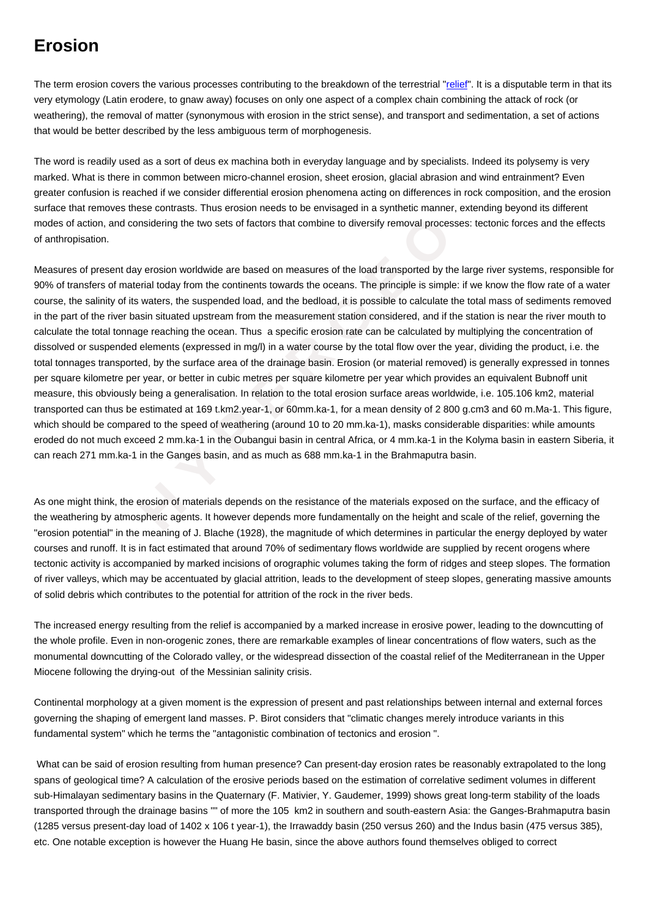# Erosion

The term erosion covers the various processes contributing to the breakdown of the terrestrial "relief". It is a disputable term in that its very etymology (Latin erodere, to gnaw away) focuses on only one aspect of a complex chain combining the attack of rock (or weathering), the removal of matter (synonymous with erosion in the strict sense), and transport and sedimentation, a set of actions that would be better described by the less ambiguous term of morphogenesis.

The word is readily used as a sort of deus ex machina both in everyday language and by specialists. Indeed its polysemy is very marked. What is there in common between micro-channel erosion, sheet erosion, glacial abrasion and wind entrainment? Even greater confusion is reached if we consider differential erosion phenomena acting on differences in rock composition, and the erosion surface that removes these contrasts. Thus erosion needs to be envisaged in a synthetic manner, extending beyond its different modes of action, and considering the two sets of factors that combine to diversify removal processes: tectonic forces and the effects of anthropisation.

Measures of present day erosion worldwide are based on measures of the load transported by the large river systems, responsible for 90% of transfers of material today from the continents towards the oceans. The principle is simple: if we know the flow rate of a water course, the salinity of its waters, the suspended load, and the bedload, it is possible to calculate the total mass of sediments removed in the part of the river basin situated upstream from the measurement station considered, and if the station is near the river mouth to calculate the total tonnage reaching the ocean. Thus a specific erosion rate can be calculated by multiplying the concentration of dissolved or suspended elements (expressed in mg/l) in a water course by the total flow over the year, dividing the product, i.e. the total tonnages transported, by the surface area of the drainage basin. Erosion (or material removed) is generally expressed in tonnes per square kilometre per year, or better in cubic metres per square kilometre per year which provides an equivalent Bubnoff unit measure, this obviously being a generalisation. In relation to the total erosion surface areas worldwide, i.e. 105.106 km2, material transported can thus be estimated at 169 t.km2.year-1, or 60mm.ka-1, for a mean density of 2 800 g.cm3 and 60 m.Ma-1. This figure, which should be compared to the speed of weathering (around 10 to 20 mm.ka-1), masks considerable disparities: while amounts eroded do not much exceed 2 mm.ka-1 in the Oubangui basin in central Africa, or 4 mm.ka-1 in the Kolyma basin in eastern Siberia, it can reach 271 mm.ka-1 in the Ganges basin, and as much as 688 mm.ka-1 in the Brahmaputra basin.

As one might think, the erosion of materials depends on the resistance of the materials exposed on the surface, and the efficacy of the weathering by atmospheric agents. It however depends more fundamentally on the height and scale of the relief, governing the "erosion potential" in the meaning of J. Blache (1928), the magnitude of which determines in particular the energy deployed by water courses and runoff. It is in fact estimated that around 70% of sedimentary flows worldwide are supplied by recent orogens where tectonic activity is accompanied by marked incisions of orographic volumes taking the form of ridges and steep slopes. The formation of river valleys, which may be accentuated by glacial attrition, leads to the development of steep slopes, generating massive amounts of solid debris which contributes to the potential for attrition of the rock in the river beds.

The increased energy resulting from the relief is accompanied by a marked increase in erosive power, leading to the downcutting of the whole profile. Even in non-orogenic zones, there are remarkable examples of linear concentrations of flow waters, such as the monumental downcutting of the Colorado valley, or the widespread dissection of the coastal relief of the Mediterranean in the Upper Miocene following the drying-out of the Messinian salinity crisis.

Continental morphology at a given moment is the expression of present and past relationships between internal and external forces governing the shaping of emergent land masses. P. Birot considers that "climatic changes merely introduce variants in this fundamental system" which he terms the "antagonistic combination of tectonics and erosion ".

What can be said of erosion resulting from human presence? Can present-day erosion rates be reasonably extrapolated to the long spans of geological time? A calculation of the erosive periods based on the estimation of correlative sediment volumes in different sub-Himalayan sedimentary basins in the Quaternary (F. Mativier, Y. Gaudemer, 1999) shows great long-term stability of the loads transported through the drainage basins "" of more the 105 km2 in southern and south-eastern Asia: the Ganges-Brahmaputra basin (1285 versus present-day load of 1402 x 106 t year-1), the Irrawaddy basin (250 versus 260) and the Indus basin (475 versus 385), etc. One notable exception is however the Huang He basin, since the above authors found themselves obliged to correct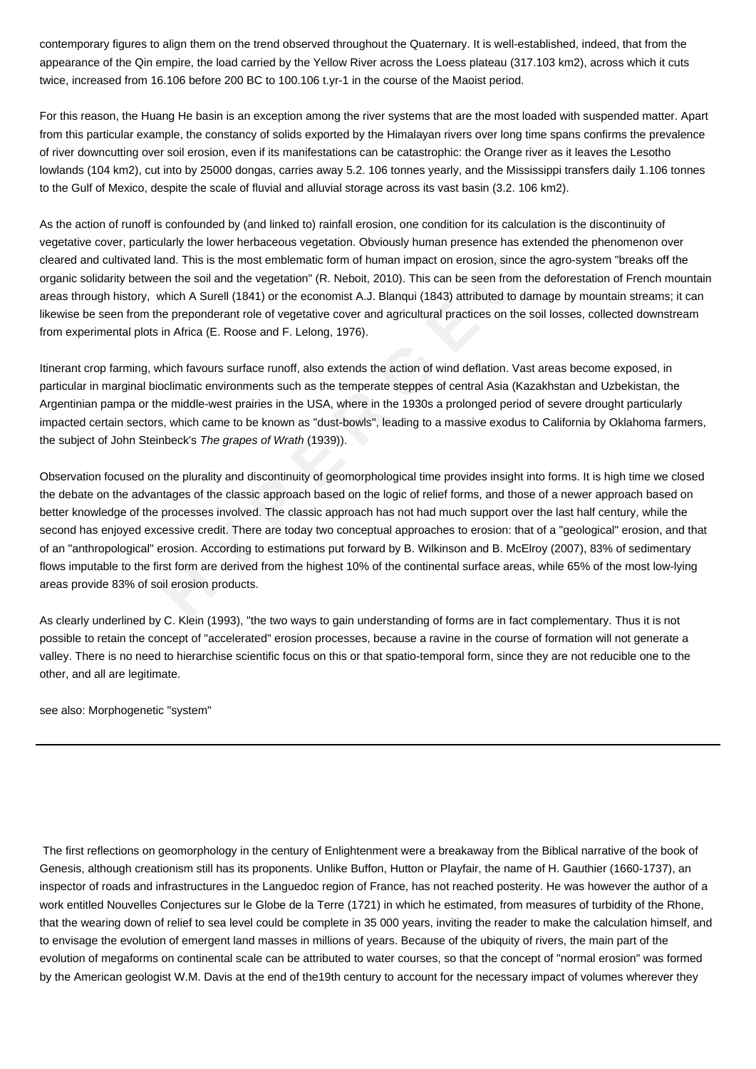contemporary figures to align them on the trend observed throughout the Quaternary. It is well-established, indeed, that from the appearance of the Qin empire, the load carried by the Yellow River across the Loess plateau (317.103 km2), across which it cuts twice, increased from 16.106 before 200 BC to 100.106 t.yr-1 in the course of the Maoist period.

For this reason, the Huang He basin is an exception among the river systems that are the most loaded with suspended matter. Apart from this particular example, the constancy of solids exported by the Himalayan rivers over long time spans confirms the prevalence of river downcutting over soil erosion, even if its manifestations can be catastrophic: the Orange river as it leaves the Lesotho lowlands (104 km2), cut into by 25000 dongas, carries away 5.2. 106 tonnes yearly, and the Mississippi transfers daily 1.106 tonnes to the Gulf of Mexico, despite the scale of fluvial and alluvial storage across its vast basin (3.2. 106 km2).

As the action of runoff is confounded by (and linked to) rainfall erosion, one condition for its calculation is the discontinuity of vegetative cover, particularly the lower herbaceous vegetation. Obviously human presence has extended the phenomenon over cleared and cultivated land. This is the most emblematic form of human impact on erosion, since the agro-system "breaks off the organic solidarity between the soil and the vegetation" (R. Neboit, 2010). This can be seen from the deforestation of French mountain areas through history, which A Surell (1841) or the economist A.J. Blanqui (1843) attributed to damage by mountain streams; it can likewise be seen from the preponderant role of vegetative cover and agricultural practices on the soil losses, collected downstream from experimental plots in Africa (E. Roose and F. Lelong, 1976).

Itinerant crop farming, which favours surface runoff, also extends the action of wind deflation. Vast areas become exposed, in particular in marginal bioclimatic environments such as the temperate steppes of central Asia (Kazakhstan and Uzbekistan, the Argentinian pampa or the middle-west prairies in the USA, where in the 1930s a prolonged period of severe drought particularly impacted certain sectors, which came to be known as "dust-bowls", leading to a massive exodus to California by Oklahoma farmers, the subject of John Steinbeck's *The grapes of Wrath* (1939)).

Observation focused on the plurality and discontinuity of geomorphological time provides insight into forms. It is high time we closed the debate on the advantages of the classic approach based on the logic of relief forms, and those of a newer approach based on better knowledge of the processes involved. The classic approach has not had much support over the last half century, while the second has enjoyed excessive credit. There are today two conceptual approaches to erosion: that of a "geological" erosion, and that of an "anthropological" erosion. According to estimations put forward by B. Wilkinson and B. McElroy (2007), 83% of sedimentary flows imputable to the first form are derived from the highest 10% of the continental surface areas, while 65% of the most low-lying areas provide 83% of soil erosion products.

As clearly underlined by C. Klein (1993), "the two ways to gain understanding of forms are in fact complementary. Thus it is not possible to retain the concept of "accelerated" erosion processes, because a ravine in the course of formation will not generate a valley. There is no need to hierarchise scientific focus on this or that spatio-temporal form, since they are not reducible one to the other, and all are legitimate.

see also: Morphogenetic "system"

---

The first reflections on geomorphology in the century of Enlightenment were a breakaway from the Biblical narrative of the book of Genesis, although creationism still has its proponents. Unlike Buffon, Hutton or Playfair, the name of H. Gauthier (1660-1737), an inspector of roads and infrastructures in the Languedoc region of France, has not reached posterity. He was however the author of a work entitled Nouvelles Conjectures sur le Globe de la Terre (1721) in which he estimated, from measures of turbidity of the Rhone, that the wearing down of relief to sea level could be complete in 35 000 years, inviting the reader to make the calculation himself, and to envisage the evolution of emergent land masses in millions of years. Because of the ubiquity of rivers, the main part of the evolution of megaforms on continental scale can be attributed to water courses, so that the concept of "normal erosion" was formed by the American geologist W.M. Davis at the end of the19th century to account for the necessary impact of volumes wherever they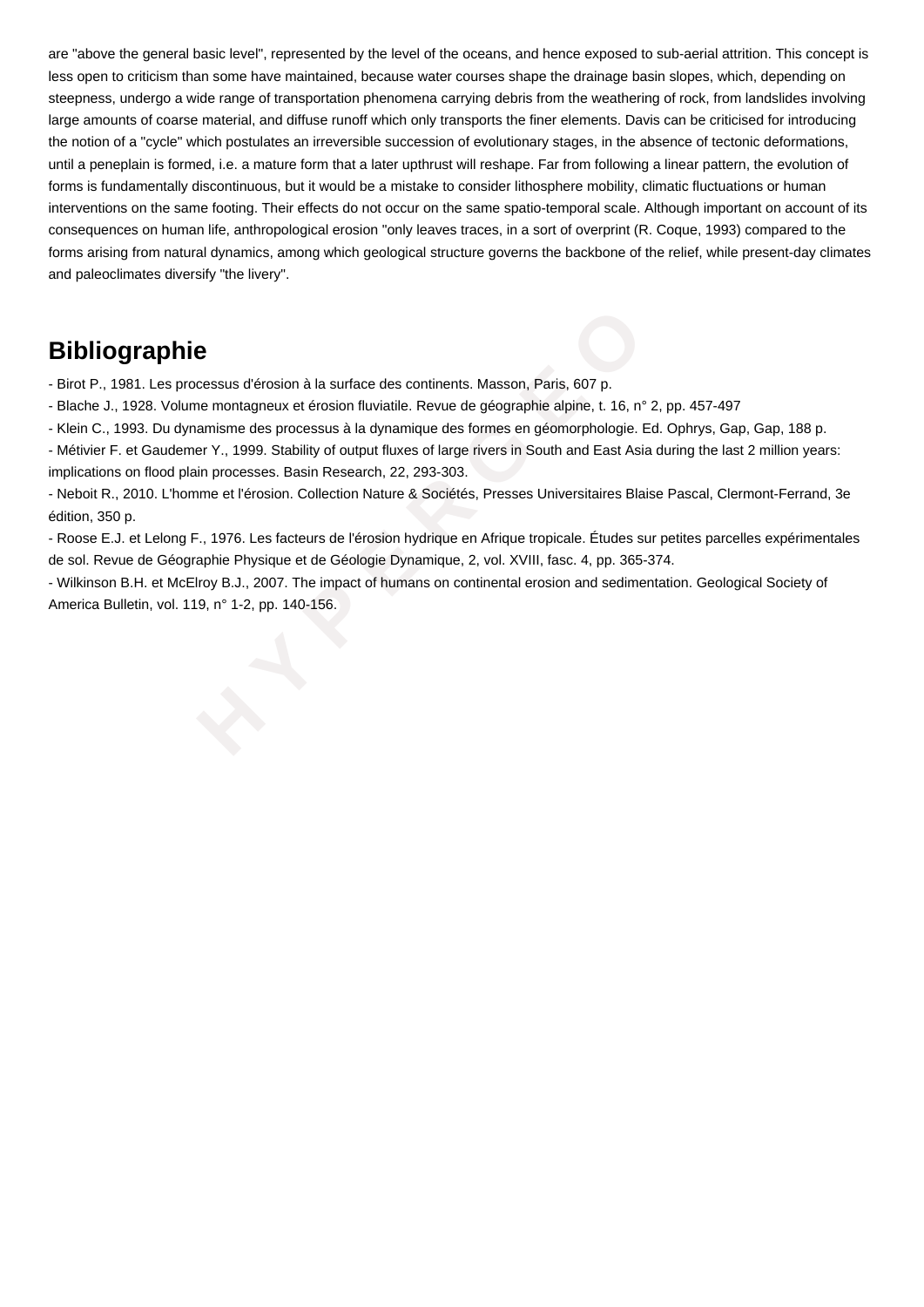are "above the general basic level", represented by the level of the oceans, and hence exposed to sub-aerial attrition. This concept is less open to criticism than some have maintained, because water courses shape the drainage basin slopes, which, depending on steepness, undergo a wide range of transportation phenomena carrying debris from the weathering of rock, from landslides involving large amounts of coarse material, and diffuse runoff which only transports the finer elements. Davis can be criticised for introducing the notion of a "cycle" which postulates an irreversible succession of evolutionary stages, in the absence of tectonic deformations, until a peneplain is formed, i.e. a mature form that a later upthrust will reshape. Far from following a linear pattern, the evolution of forms is fundamentally discontinuous, but it would be a mistake to consider lithosphere mobility, climatic fluctuations or human interventions on the same footing. Their effects do not occur on the same spatio-temporal scale. Although important on account of its consequences on human life, anthropological erosion "only leaves traces, in a sort of overprint (R. Coque, 1993) compared to the forms arising from natural dynamics, among which geological structure governs the backbone of the relief, while present-day climates and paleoclimates diversify "the livery".

## Bibliographie

- Birot P., 1981. Les processus d'érosion à la surface des continents. Masson, Paris, 607 p.
- Blache J., 1928. Volume montagneux et érosion fluviatile. Revue de géographie alpine, t. 16, n° 2, pp. 457-497
- Klein C., 1993. Du dynamisme des processus à la dynamique des formes en géomorphologie. Ed. Ophrys, Gap, Gap, 188 p.
- Métivier F. et Gaudemer Y., 1999. Stability of output fluxes of large rivers in South and East Asia during the last 2 million years: implications on flood plain processes. Basin Research, 22, 293-303.
- Neboit R., 2010. L'homme et l'érosion. Collection Nature & Sociétés, Presses Universitaires Blaise Pascal, Clermont-Ferrand, 3e édition, 350 p.
- Roose E.J. et Lelong F., 1976. Les facteurs de l'érosion hydrique en Afrique tropicale. Études sur petites parcelles expérimentales de sol. Revue de Géographie Physique et de Géologie Dynamique, 2, vol. XVIII, fasc. 4, pp. 365-374.
- Wilkinson B.H. et McElroy B.J., 2007. The impact of humans on continental erosion and sedimentation. Geological Society of America Bulletin, vol. 119, n° 1-2, pp. 140-156.